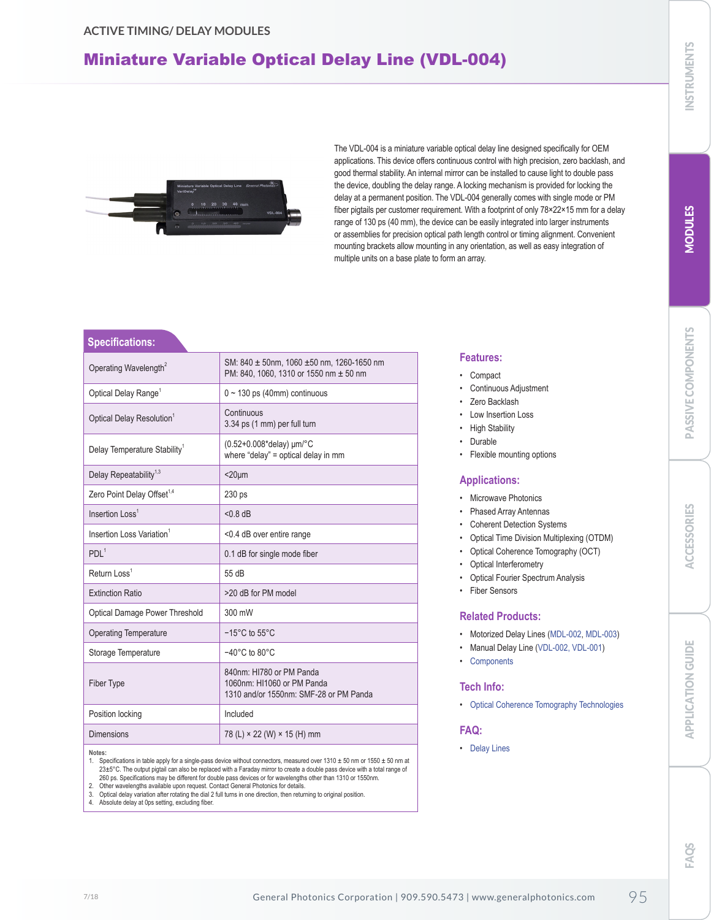ACTIVE TIMING/ DELAY MODULES

# Miniature Variable Optical Delay Line (VDL-004)

The VDL-004 is a miniature variable optical delay line designed specifically for OEM applications. This device offers continuous control with high precision, zero backlash, and good thermal stability. An internal mirror can be installed to cause light to double pass the device, doubling the delay range. A locking mechanism is provided for locking the delay at a permanent position. The VDL-004 generally comes with single mode or PM fiber pigtails per customer requirement. With a footprint of only 78×22×15 mm for a delay range of 130 ps (40 mm), the device can be easily integrated into larger instruments or assemblies for precision optical path length control or timing alignment. Convenient mounting brackets allow mounting in any orientation, as well as easy integration of multiple units on a base plate to form an array.

## Specifications:

| | |
|---|---|
| Operating Wavelength[2] | SM: 840 ± 50nm, 1060 ±50 nm, 1260-1650 nm<br>PM: 840, 1060, 1310 or 1550 nm ± 50 nm |
| Optical Delay Range[1] | 0 ~ 130 ps (40mm) continuous |
| Optical Delay Resolution[1] | Continuous<br>3.34 ps (1 mm) per full turn |
| Delay Temperature Stability[1] | (0.52+0.008*delay) µm/°C<br>where "delay" = optical delay in mm |
| Delay Repeatability[1,3] | <20µm |
| Zero Point Delay Offset[1,4] | 230 ps |
| Insertion Loss[1] | <0.8 dB |
| Insertion Loss Variation[1] | <0.4 dB over entire range |
| PDL[1] | 0.1 dB for single mode fiber |
| Return Loss[1] | 55 dB |
| Extinction Ratio | >20 dB for PM model |
| Optical Damage Power Threshold | 300 mW |
| Operating Temperature | −15°C to 55°C |
| Storage Temperature | −40°C to 80°C |
| Fiber Type | 840nm: HI780 or PM Panda<br>1060nm: HI1060 or PM Panda<br>1310 and/or 1550nm: SMF-28 or PM Panda |
| Position locking | Included |
| Dimensions | 78 (L) × 22 (W) × 15 (H) mm |

**Notes:**

1. Specifications in table apply for a single-pass device without connectors, measured over 1310 ± 50 nm or 1550 ± 50 nm at 23±5°C. The output pigtail can also be replaced with a Faraday mirror to create a double pass device with a total range of 260 ps. Specifications may be different for double pass devices or for wavelengths other than 1310 or 1550nm.
2. Other wavelengths available upon request. Contact General Photonics for details.
3. Optical delay variation after rotating the dial 2 full turns in one direction, then returning to original position.
4. Absolute delay at 0ps setting, excluding fiber.

## Features:

- Compact
- Continuous Adjustment
- Zero Backlash
- Low Insertion Loss
- High Stability
- Durable
- Flexible mounting options

## Applications:

- Microwave Photonics
- Phased Array Antennas
- Coherent Detection Systems
- Optical Time Division Multiplexing (OTDM)
- Optical Coherence Tomography (OCT)
- Optical Interferometry
- Optical Fourier Spectrum Analysis
- Fiber Sensors

## Related Products:

- Motorized Delay Lines (MDL-002, MDL-003)
- Manual Delay Line (VDL-002, VDL-001)
- Components

## Tech Info:

- Optical Coherence Tomography Technologies

## FAQ:

- Delay Lines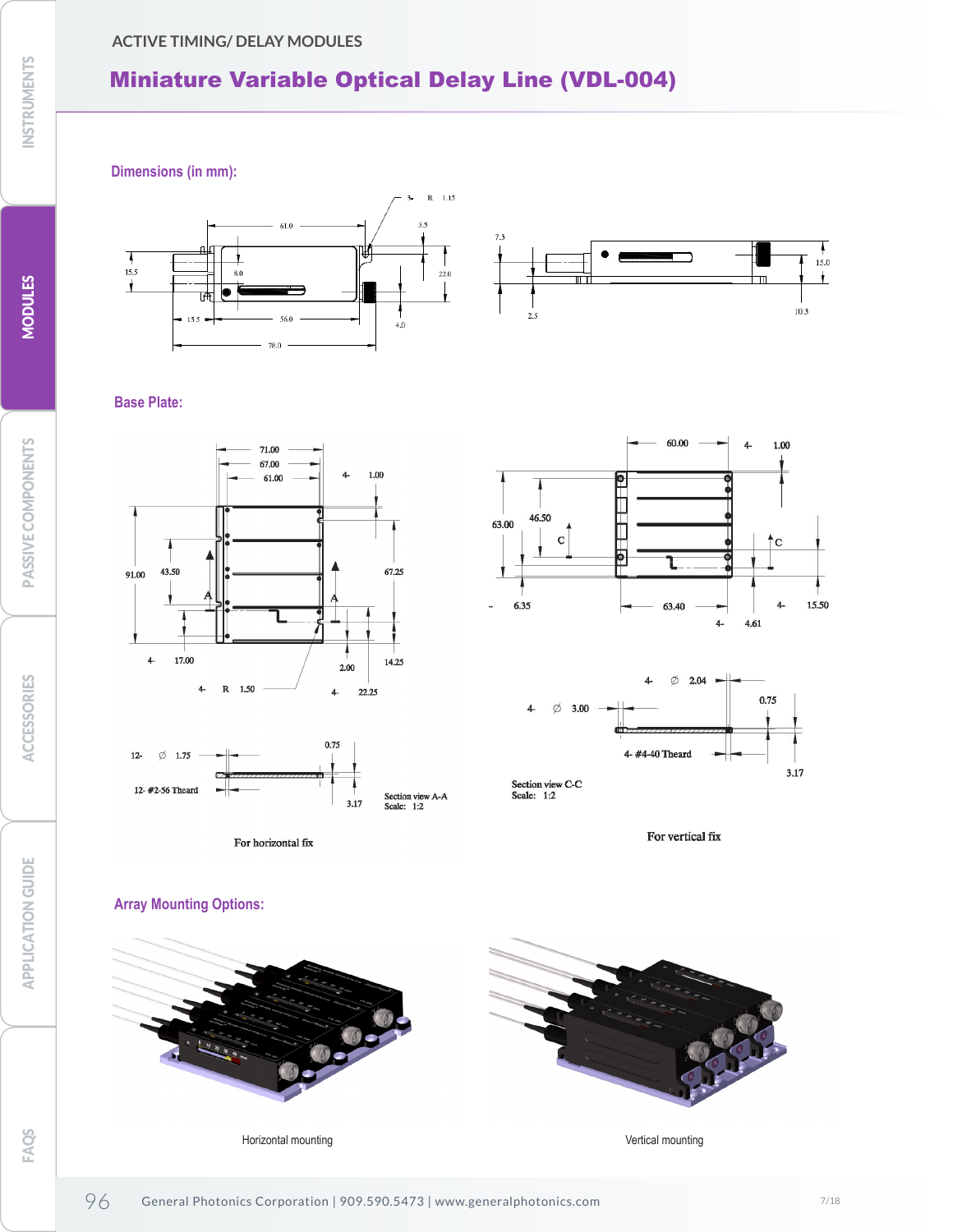ACTIVE TIMING/ DELAY MODULES

# Miniature Variable Optical Delay Line (VDL-004)

## Dimensions (in mm):

## Base Plate:

For horizontal fix

For vertical fix

## Array Mounting Options:

Horizontal mounting

Vertical mounting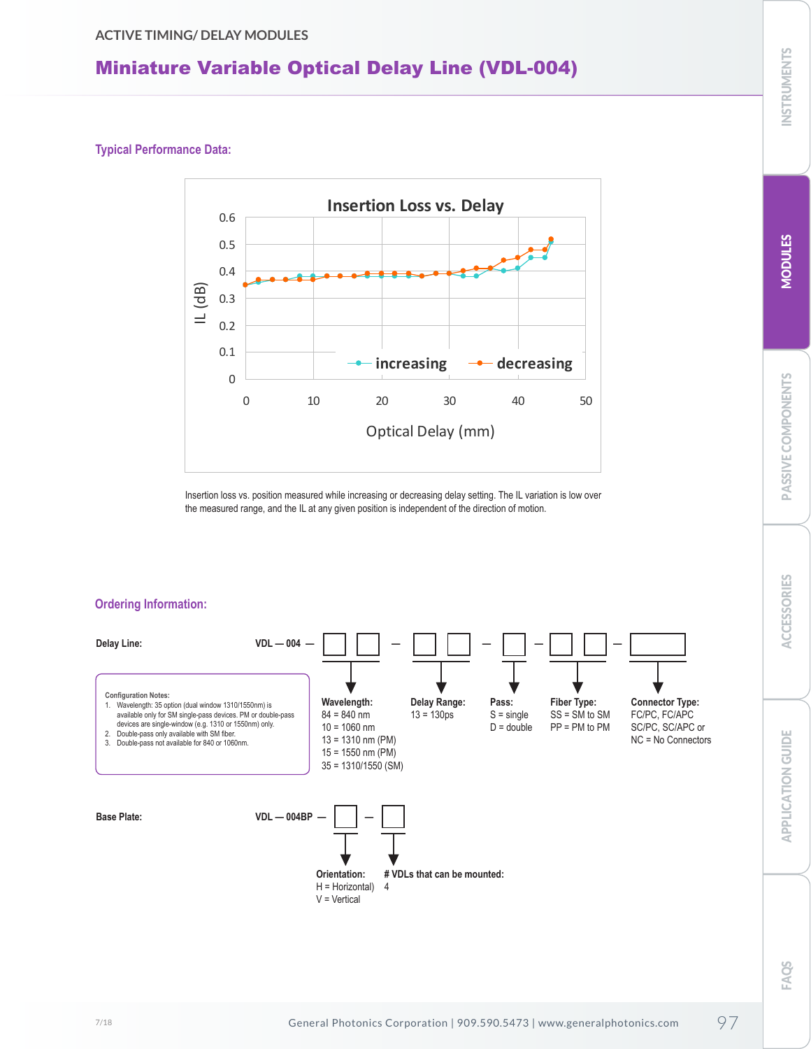ACTIVE TIMING/ DELAY MODULES

# Miniature Variable Optical Delay Line (VDL-004)

## Typical Performance Data:

Insertion Loss vs. Delay

IL (dB)

0.6
0.5
0.4
0.3
0.2
0.1
0

0 10 20 30 40 50

Optical Delay (mm)

increasing
decreasing

Insertion loss vs. position measured while increasing or decreasing delay setting. The IL variation is low over the measured range, and the IL at any given position is independent of the direction of motion.

## Ordering Information:

**Delay Line:** VDL — 004 — □□ — □□ — □ — □□ — □

**Wavelength:**
84 = 840 nm
10 = 1060 nm
13 = 1310 nm (PM)
15 = 1550 nm (PM)
35 = 1310/1550 (SM)

**Delay Range:**
13 = 130ps

**Pass:**
S = single
D = double

**Fiber Type:**
SS = SM to SM
PP = PM to PM

**Connector Type:**
FC/PC, FC/APC
SC/PC, SC/APC or
NC = No Connectors

**Configuration Notes:**

1. Wavelength: 35 option (dual window 1310/1550nm) is available only for SM single-pass devices. PM or double-pass devices are single-window (e.g. 1310 or 1550nm) only.
2. Double-pass only available with SM fiber.
3. Double-pass not available for 840 or 1060nm.

**Base Plate:** VDL — 004BP — □ — □

**Orientation:**
H = Horizontal)
V = Vertical

**# VDLs that can be mounted:**
4

7/18